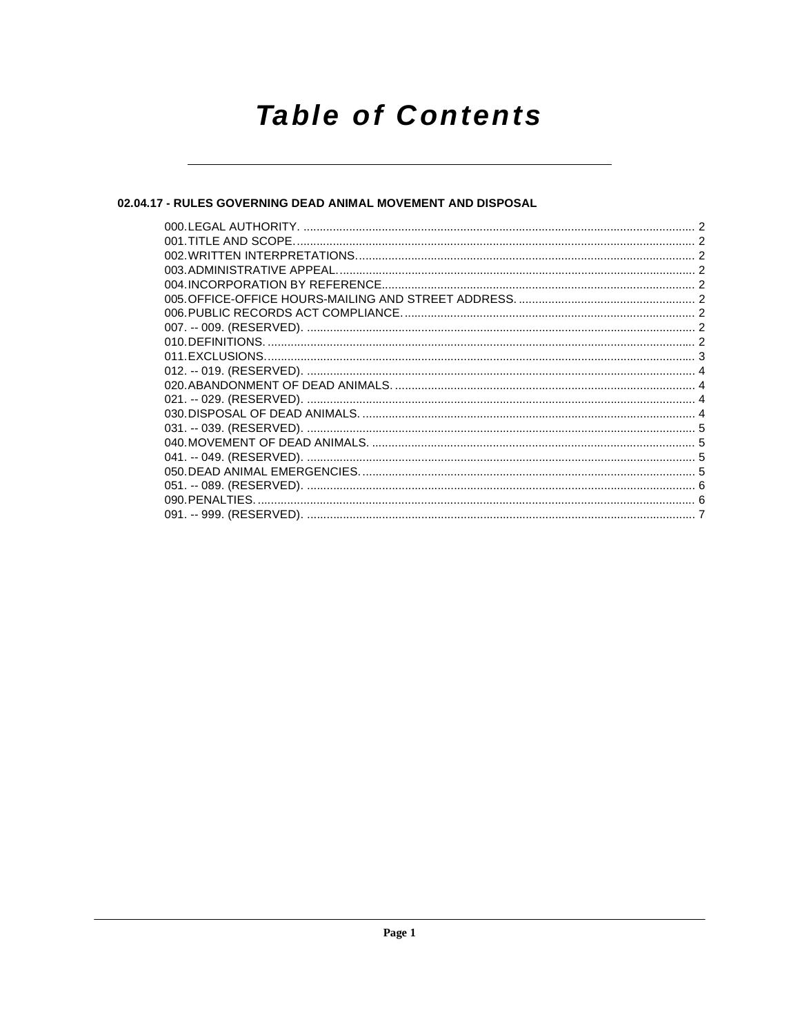# Table of Contents

## 02.04.17 - RULES GOVERNING DEAD ANIMAL MOVEMENT AND DISPOSAL

000. LEGAL AUTHORITY. ........................................................................................................................ 2
001. TITLE AND SCOPE. ........................................................................................................................ 2
002. WRITTEN INTERPRETATIONS. ....................................................................................................... 2
003. ADMINISTRATIVE APPEAL. ............................................................................................................ 2
004. INCORPORATION BY REFERENCE. ............................................................................................... 2
005. OFFICE-OFFICE HOURS-MAILING AND STREET ADDRESS. ...................................................... 2
006. PUBLIC RECORDS ACT COMPLIANCE. ......................................................................................... 2
007. -- 009. (RESERVED). ...................................................................................................................... 2
010. DEFINITIONS. .................................................................................................................................. 2
011. EXCLUSIONS. .................................................................................................................................. 3
012. -- 019. (RESERVED). ...................................................................................................................... 4
020. ABANDONMENT OF DEAD ANIMALS. ........................................................................................... 4
021. -- 029. (RESERVED). ...................................................................................................................... 4
030. DISPOSAL OF DEAD ANIMALS. ..................................................................................................... 4
031. -- 039. (RESERVED). ...................................................................................................................... 5
040. MOVEMENT OF DEAD ANIMALS. .................................................................................................. 5
041. -- 049. (RESERVED). ...................................................................................................................... 5
050. DEAD ANIMAL EMERGENCIES. ..................................................................................................... 5
051. -- 089. (RESERVED). ...................................................................................................................... 6
090. PENALTIES. ..................................................................................................................................... 6
091. -- 999. (RESERVED). ...................................................................................................................... 7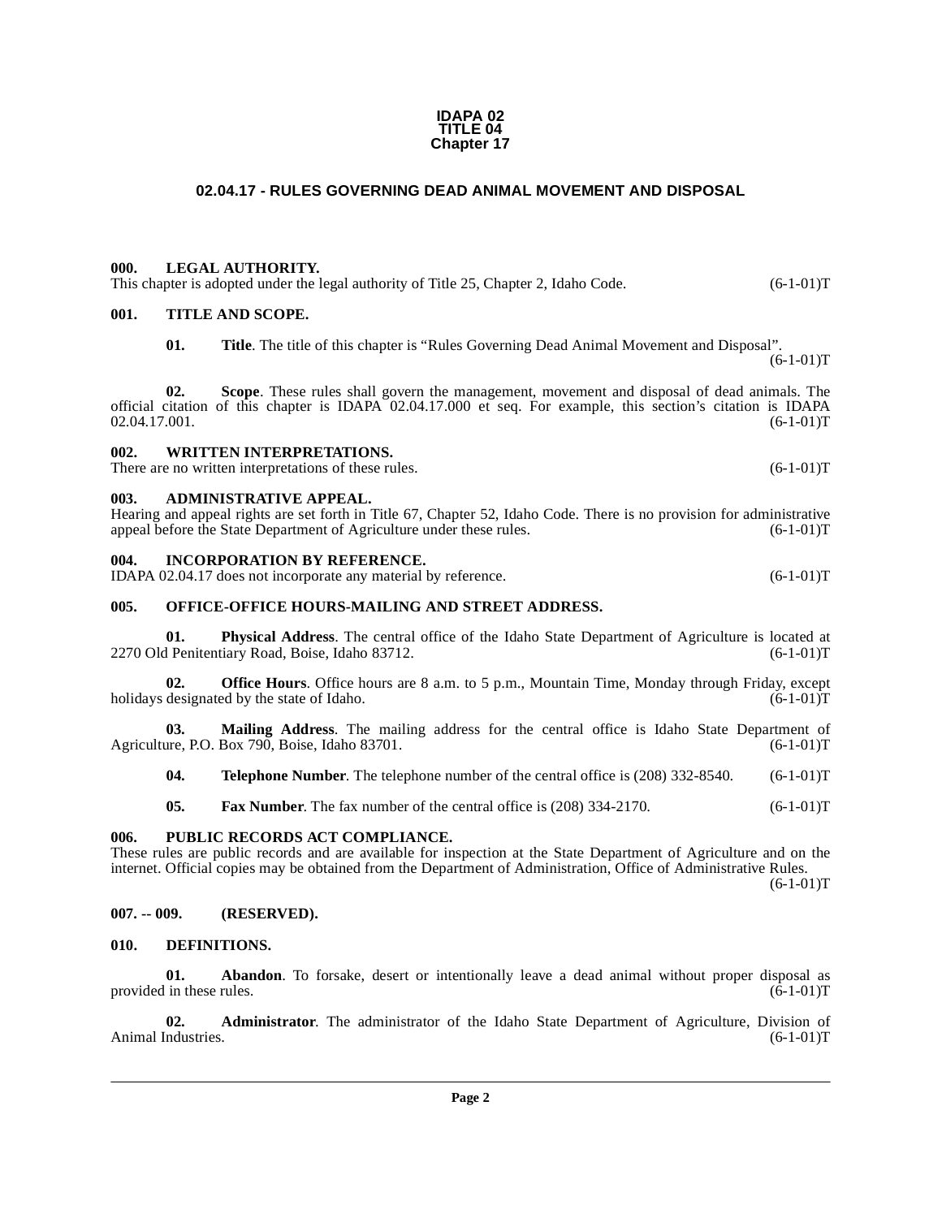**IDAPA 02**
**TITLE 04**
**Chapter 17**

# 02.04.17 - RULES GOVERNING DEAD ANIMAL MOVEMENT AND DISPOSAL

## 000. LEGAL AUTHORITY.

This chapter is adopted under the legal authority of Title 25, Chapter 2, Idaho Code. (6-1-01)T

## 001. TITLE AND SCOPE.

**01. Title**. The title of this chapter is "Rules Governing Dead Animal Movement and Disposal". (6-1-01)T

**02. Scope**. These rules shall govern the management, movement and disposal of dead animals. The official citation of this chapter is IDAPA 02.04.17.000 et seq. For example, this section's citation is IDAPA 02.04.17.001. (6-1-01)T

## 002. WRITTEN INTERPRETATIONS.

There are no written interpretations of these rules. (6-1-01)T

## 003. ADMINISTRATIVE APPEAL.

Hearing and appeal rights are set forth in Title 67, Chapter 52, Idaho Code. There is no provision for administrative appeal before the State Department of Agriculture under these rules. (6-1-01)T

## 004. INCORPORATION BY REFERENCE.

IDAPA 02.04.17 does not incorporate any material by reference. (6-1-01)T

## 005. OFFICE-OFFICE HOURS-MAILING AND STREET ADDRESS.

**01. Physical Address**. The central office of the Idaho State Department of Agriculture is located at 2270 Old Penitentiary Road, Boise, Idaho 83712. (6-1-01)T

**02. Office Hours**. Office hours are 8 a.m. to 5 p.m., Mountain Time, Monday through Friday, except holidays designated by the state of Idaho. (6-1-01)T

**03. Mailing Address**. The mailing address for the central office is Idaho State Department of Agriculture, P.O. Box 790, Boise, Idaho 83701. (6-1-01)T

**04. Telephone Number**. The telephone number of the central office is (208) 332-8540. (6-1-01)T

**05. Fax Number**. The fax number of the central office is (208) 334-2170. (6-1-01)T

## 006. PUBLIC RECORDS ACT COMPLIANCE.

These rules are public records and are available for inspection at the State Department of Agriculture and on the internet. Official copies may be obtained from the Department of Administration, Office of Administrative Rules. (6-1-01)T

## 007. -- 009. (RESERVED).

## 010. DEFINITIONS.

**01. Abandon**. To forsake, desert or intentionally leave a dead animal without proper disposal as provided in these rules. (6-1-01)T

**02. Administrator**. The administrator of the Idaho State Department of Agriculture, Division of Animal Industries. (6-1-01)T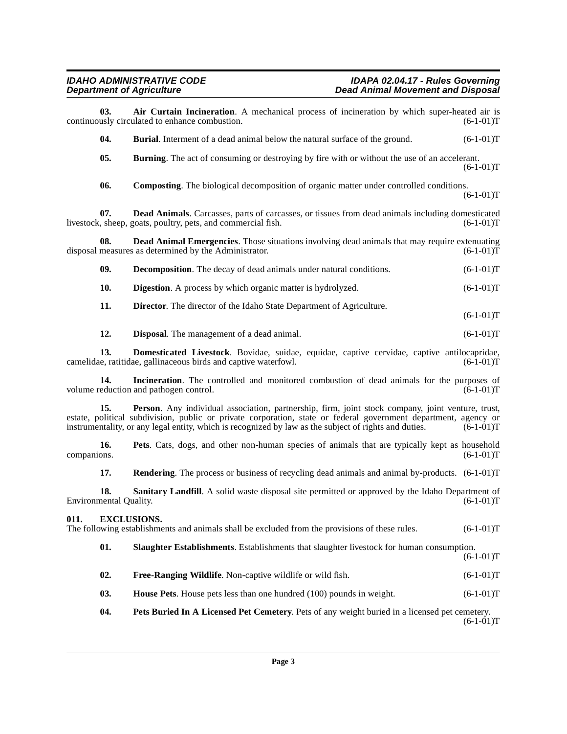**03. Air Curtain Incineration**. A mechanical process of incineration by which super-heated air is continuously circulated to enhance combustion. (6-1-01)T

**04. Burial**. Interment of a dead animal below the natural surface of the ground. (6-1-01)T

**05. Burning**. The act of consuming or destroying by fire with or without the use of an accelerant. (6-1-01)T

**06. Composting**. The biological decomposition of organic matter under controlled conditions. (6-1-01)T

**07. Dead Animals**. Carcasses, parts of carcasses, or tissues from dead animals including domesticated livestock, sheep, goats, poultry, pets, and commercial fish. (6-1-01)T

**08. Dead Animal Emergencies**. Those situations involving dead animals that may require extenuating disposal measures as determined by the Administrator. (6-1-01)T

**09. Decomposition**. The decay of dead animals under natural conditions. (6-1-01)T

**10. Digestion**. A process by which organic matter is hydrolyzed. (6-1-01)T

**11. Director**. The director of the Idaho State Department of Agriculture. (6-1-01)T

**12. Disposal**. The management of a dead animal. (6-1-01)T

**13. Domesticated Livestock**. Bovidae, suidae, equidae, captive cervidae, captive antilocapridae, camelidae, ratitidae, gallinaceous birds and captive waterfowl. (6-1-01)T

**14. Incineration**. The controlled and monitored combustion of dead animals for the purposes of volume reduction and pathogen control. (6-1-01)T

**15. Person**. Any individual association, partnership, firm, joint stock company, joint venture, trust, estate, political subdivision, public or private corporation, state or federal government department, agency or instrumentality, or any legal entity, which is recognized by law as the subject of rights and duties. (6-1-01)T

**16. Pets**. Cats, dogs, and other non-human species of animals that are typically kept as household companions. (6-1-01)T

**17. Rendering**. The process or business of recycling dead animals and animal by-products. (6-1-01)T

**18. Sanitary Landfill**. A solid waste disposal site permitted or approved by the Idaho Department of Environmental Quality. (6-1-01)T

## 011. EXCLUSIONS.

The following establishments and animals shall be excluded from the provisions of these rules. (6-1-01)T

**01. Slaughter Establishments**. Establishments that slaughter livestock for human consumption. (6-1-01)T

**02. Free-Ranging Wildlife**. Non-captive wildlife or wild fish. (6-1-01)T

**03. House Pets**. House pets less than one hundred (100) pounds in weight. (6-1-01)T

**04. Pets Buried In A Licensed Pet Cemetery**. Pets of any weight buried in a licensed pet cemetery. (6-1-01)T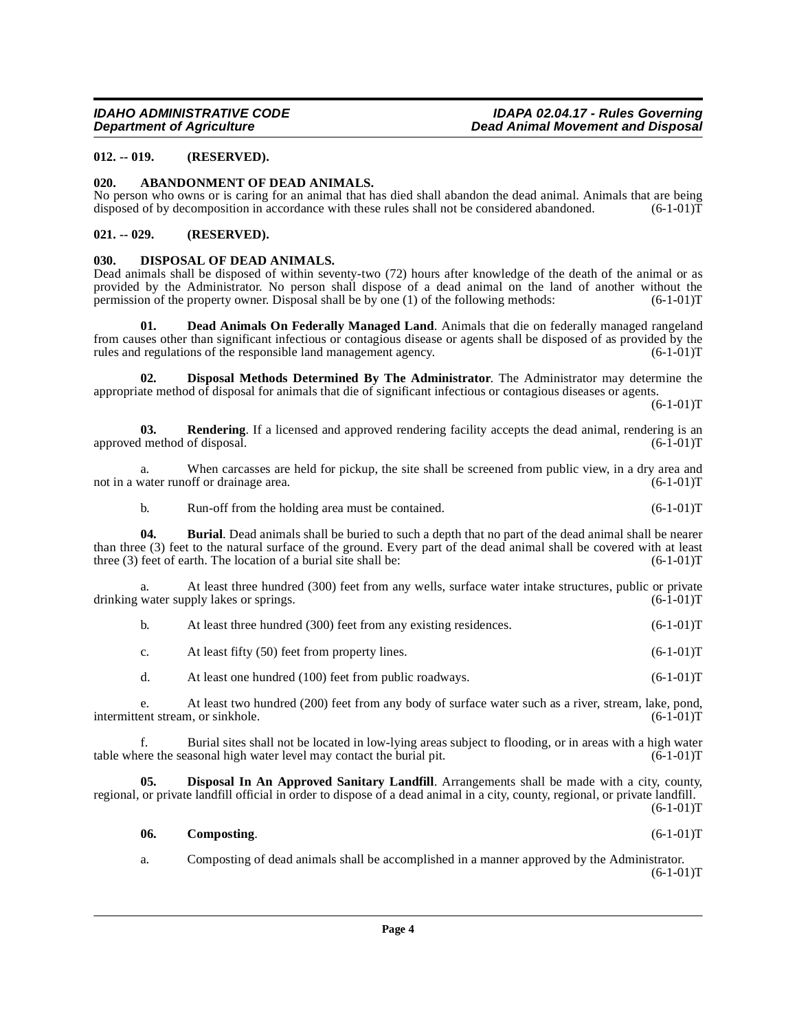**012. -- 019. (RESERVED).**

**020. ABANDONMENT OF DEAD ANIMALS.**

No person who owns or is caring for an animal that has died shall abandon the dead animal. Animals that are being disposed of by decomposition in accordance with these rules shall not be considered abandoned. (6-1-01)T

**021. -- 029. (RESERVED).**

**030. DISPOSAL OF DEAD ANIMALS.**

Dead animals shall be disposed of within seventy-two (72) hours after knowledge of the death of the animal or as provided by the Administrator. No person shall dispose of a dead animal on the land of another without the permission of the property owner. Disposal shall be by one (1) of the following methods: (6-1-01)T

**01. Dead Animals On Federally Managed Land**. Animals that die on federally managed rangeland from causes other than significant infectious or contagious disease or agents shall be disposed of as provided by the rules and regulations of the responsible land management agency. (6-1-01)T

**02. Disposal Methods Determined By The Administrator**. The Administrator may determine the appropriate method of disposal for animals that die of significant infectious or contagious diseases or agents. (6-1-01)T

**03. Rendering**. If a licensed and approved rendering facility accepts the dead animal, rendering is an approved method of disposal. (6-1-01)T

a. When carcasses are held for pickup, the site shall be screened from public view, in a dry area and not in a water runoff or drainage area. (6-1-01)T

b. Run-off from the holding area must be contained. (6-1-01)T

**04. Burial**. Dead animals shall be buried to such a depth that no part of the dead animal shall be nearer than three (3) feet to the natural surface of the ground. Every part of the dead animal shall be covered with at least three (3) feet of earth. The location of a burial site shall be: (6-1-01)T

a. At least three hundred (300) feet from any wells, surface water intake structures, public or private drinking water supply lakes or springs. (6-1-01)T

b. At least three hundred (300) feet from any existing residences. (6-1-01)T

c. At least fifty (50) feet from property lines. (6-1-01)T

d. At least one hundred (100) feet from public roadways. (6-1-01)T

e. At least two hundred (200) feet from any body of surface water such as a river, stream, lake, pond, intermittent stream, or sinkhole. (6-1-01)T

f. Burial sites shall not be located in low-lying areas subject to flooding, or in areas with a high water table where the seasonal high water level may contact the burial pit. (6-1-01)T

**05. Disposal In An Approved Sanitary Landfill**. Arrangements shall be made with a city, county, regional, or private landfill official in order to dispose of a dead animal in a city, county, regional, or private landfill. (6-1-01)T

**06. Composting**. (6-1-01)T

a. Composting of dead animals shall be accomplished in a manner approved by the Administrator. (6-1-01)T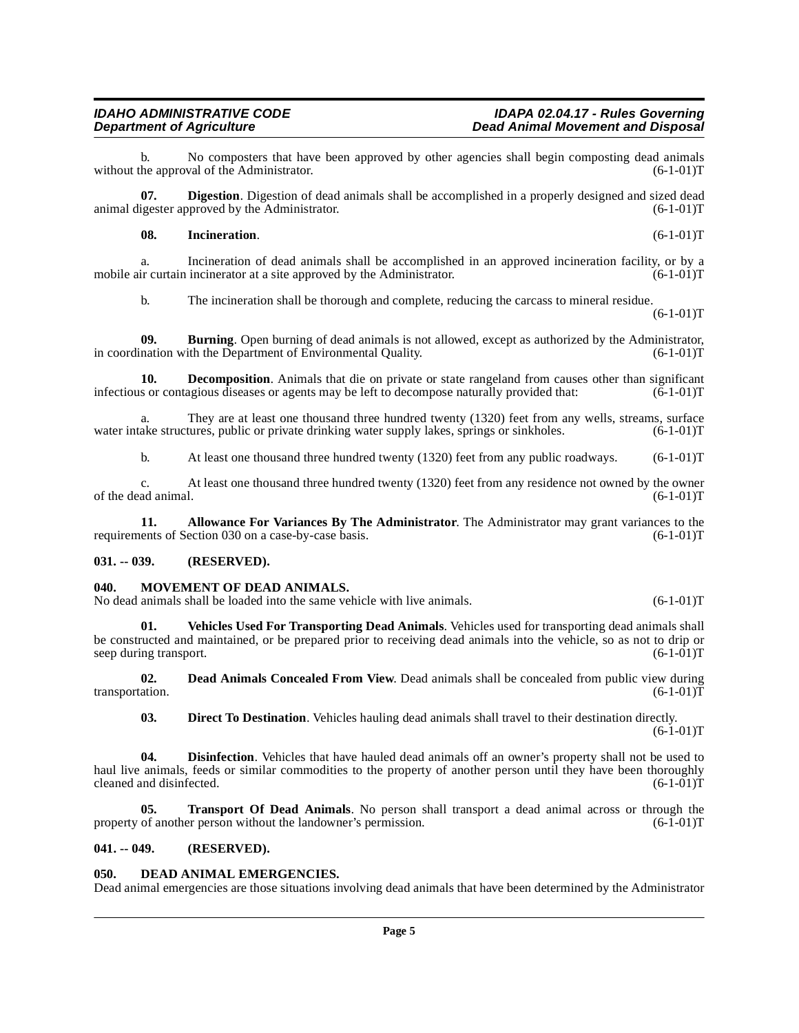b. No composters that have been approved by other agencies shall begin composting dead animals without the approval of the Administrator. (6-1-01)T

**07. Digestion**. Digestion of dead animals shall be accomplished in a properly designed and sized dead animal digester approved by the Administrator. (6-1-01)T

**08. Incineration**. (6-1-01)T

a. Incineration of dead animals shall be accomplished in an approved incineration facility, or by a mobile air curtain incinerator at a site approved by the Administrator. (6-1-01)T

b. The incineration shall be thorough and complete, reducing the carcass to mineral residue. (6-1-01)T

**09. Burning**. Open burning of dead animals is not allowed, except as authorized by the Administrator, in coordination with the Department of Environmental Quality. (6-1-01)T

**10. Decomposition**. Animals that die on private or state rangeland from causes other than significant infectious or contagious diseases or agents may be left to decompose naturally provided that: (6-1-01)T

a. They are at least one thousand three hundred twenty (1320) feet from any wells, streams, surface water intake structures, public or private drinking water supply lakes, springs or sinkholes. (6-1-01)T

b. At least one thousand three hundred twenty (1320) feet from any public roadways. (6-1-01)T

c. At least one thousand three hundred twenty (1320) feet from any residence not owned by the owner of the dead animal. (6-1-01)T

**11. Allowance For Variances By The Administrator**. The Administrator may grant variances to the requirements of Section 030 on a case-by-case basis. (6-1-01)T

## 031. -- 039. (RESERVED).

## 040. MOVEMENT OF DEAD ANIMALS.

No dead animals shall be loaded into the same vehicle with live animals. (6-1-01)T

**01. Vehicles Used For Transporting Dead Animals**. Vehicles used for transporting dead animals shall be constructed and maintained, or be prepared prior to receiving dead animals into the vehicle, so as not to drip or seep during transport. (6-1-01)T

**02. Dead Animals Concealed From View**. Dead animals shall be concealed from public view during transportation. (6-1-01)T

**03. Direct To Destination**. Vehicles hauling dead animals shall travel to their destination directly. (6-1-01)T

**04. Disinfection**. Vehicles that have hauled dead animals off an owner's property shall not be used to haul live animals, feeds or similar commodities to the property of another person until they have been thoroughly cleaned and disinfected. (6-1-01)T

**05. Transport Of Dead Animals**. No person shall transport a dead animal across or through the property of another person without the landowner's permission. (6-1-01)T

## 041. -- 049. (RESERVED).

## 050. DEAD ANIMAL EMERGENCIES.

Dead animal emergencies are those situations involving dead animals that have been determined by the Administrator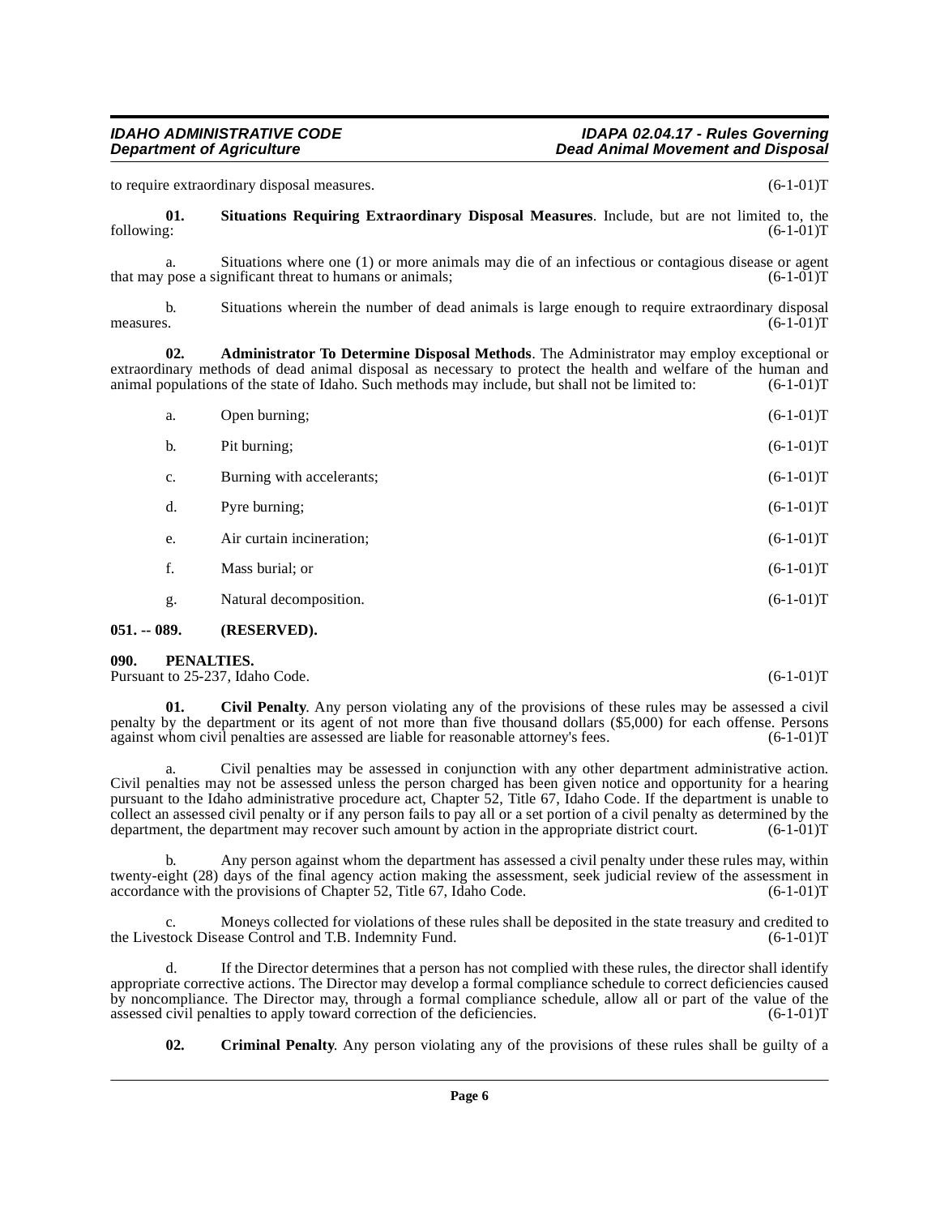to require extraordinary disposal measures. (6-1-01)T

**01. Situations Requiring Extraordinary Disposal Measures**. Include, but are not limited to, the following: (6-1-01)T

a. Situations where one (1) or more animals may die of an infectious or contagious disease or agent that may pose a significant threat to humans or animals; (6-1-01)T

b. Situations wherein the number of dead animals is large enough to require extraordinary disposal measures. (6-1-01)T

**02. Administrator To Determine Disposal Methods**. The Administrator may employ exceptional or extraordinary methods of dead animal disposal as necessary to protect the health and welfare of the human and animal populations of the state of Idaho. Such methods may include, but shall not be limited to: (6-1-01)T

a. Open burning; (6-1-01)T

b. Pit burning; (6-1-01)T

c. Burning with accelerants; (6-1-01)T

d. Pyre burning; (6-1-01)T

e. Air curtain incineration; (6-1-01)T

f. Mass burial; or (6-1-01)T

g. Natural decomposition. (6-1-01)T

## 051. -- 089. (RESERVED).

## 090. PENALTIES.

Pursuant to 25-237, Idaho Code. (6-1-01)T

**01. Civil Penalty**. Any person violating any of the provisions of these rules may be assessed a civil penalty by the department or its agent of not more than five thousand dollars ($5,000) for each offense. Persons against whom civil penalties are assessed are liable for reasonable attorney's fees. (6-1-01)T

a. Civil penalties may be assessed in conjunction with any other department administrative action. Civil penalties may not be assessed unless the person charged has been given notice and opportunity for a hearing pursuant to the Idaho administrative procedure act, Chapter 52, Title 67, Idaho Code. If the department is unable to collect an assessed civil penalty or if any person fails to pay all or a set portion of a civil penalty as determined by the department, the department may recover such amount by action in the appropriate district court. (6-1-01)T

b. Any person against whom the department has assessed a civil penalty under these rules may, within twenty-eight (28) days of the final agency action making the assessment, seek judicial review of the assessment in accordance with the provisions of Chapter 52, Title 67, Idaho Code. (6-1-01)T

c. Moneys collected for violations of these rules shall be deposited in the state treasury and credited to the Livestock Disease Control and T.B. Indemnity Fund. (6-1-01)T

d. If the Director determines that a person has not complied with these rules, the director shall identify appropriate corrective actions. The Director may develop a formal compliance schedule to correct deficiencies caused by noncompliance. The Director may, through a formal compliance schedule, allow all or part of the value of the assessed civil penalties to apply toward correction of the deficiencies. (6-1-01)T

**02. Criminal Penalty**. Any person violating any of the provisions of these rules shall be guilty of a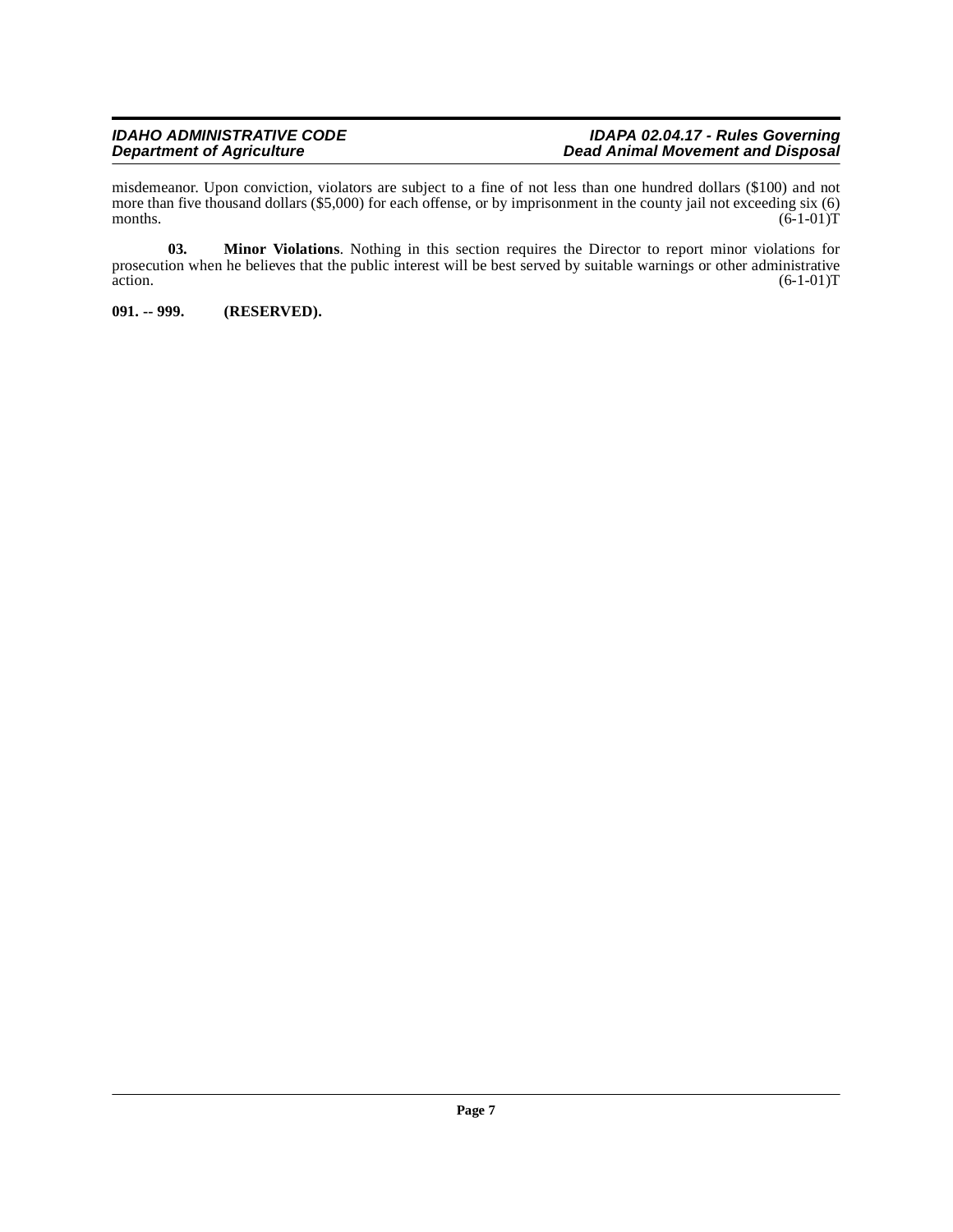misdemeanor. Upon conviction, violators are subject to a fine of not less than one hundred dollars ($100) and not more than five thousand dollars ($5,000) for each offense, or by imprisonment in the county jail not exceeding six (6) months. (6-1-01)T

**03. Minor Violations**. Nothing in this section requires the Director to report minor violations for prosecution when he believes that the public interest will be best served by suitable warnings or other administrative action. (6-1-01)T

**091. -- 999. (RESERVED).**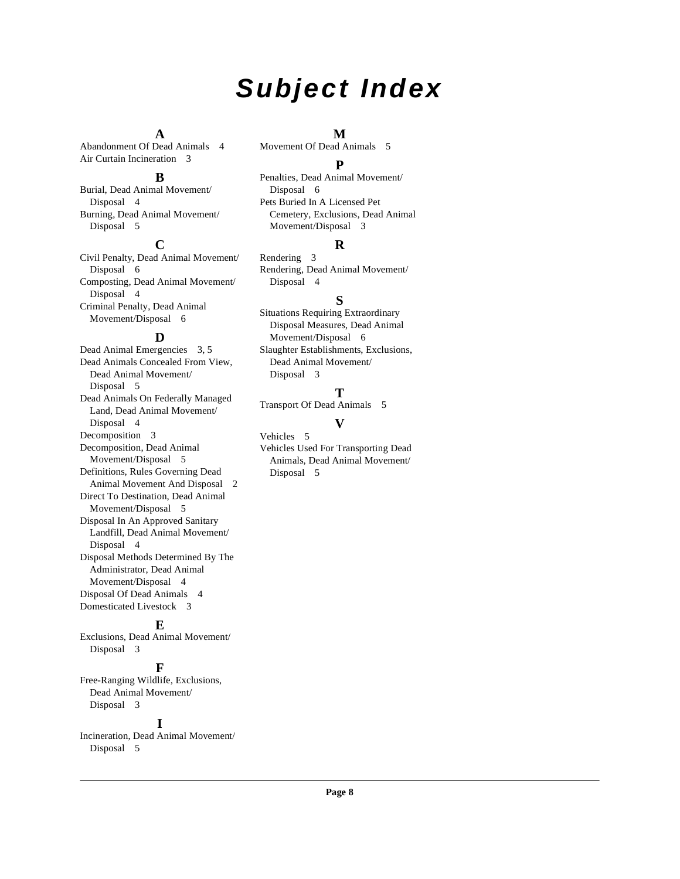# Subject Index

## A

Abandonment Of Dead Animals 4
Air Curtain Incineration 3

## B

Burial, Dead Animal Movement/ Disposal 4
Burning, Dead Animal Movement/ Disposal 5

## C

Civil Penalty, Dead Animal Movement/ Disposal 6
Composting, Dead Animal Movement/ Disposal 4
Criminal Penalty, Dead Animal Movement/Disposal 6

## D

Dead Animal Emergencies 3, 5
Dead Animals Concealed From View, Dead Animal Movement/ Disposal 5
Dead Animals On Federally Managed Land, Dead Animal Movement/ Disposal 4
Decomposition 3
Decomposition, Dead Animal Movement/Disposal 5
Definitions, Rules Governing Dead Animal Movement And Disposal 2
Direct To Destination, Dead Animal Movement/Disposal 5
Disposal In An Approved Sanitary Landfill, Dead Animal Movement/ Disposal 4
Disposal Methods Determined By The Administrator, Dead Animal Movement/Disposal 4
Disposal Of Dead Animals 4
Domesticated Livestock 3

## E

Exclusions, Dead Animal Movement/ Disposal 3

## F

Free-Ranging Wildlife, Exclusions, Dead Animal Movement/ Disposal 3

## I

Incineration, Dead Animal Movement/ Disposal 5

## M

Movement Of Dead Animals 5

## P

Penalties, Dead Animal Movement/ Disposal 6
Pets Buried In A Licensed Pet Cemetery, Exclusions, Dead Animal Movement/Disposal 3

## R

Rendering 3
Rendering, Dead Animal Movement/ Disposal 4

## S

Situations Requiring Extraordinary Disposal Measures, Dead Animal Movement/Disposal 6
Slaughter Establishments, Exclusions, Dead Animal Movement/ Disposal 3

## T

Transport Of Dead Animals 5

## V

Vehicles 5
Vehicles Used For Transporting Dead Animals, Dead Animal Movement/ Disposal 5